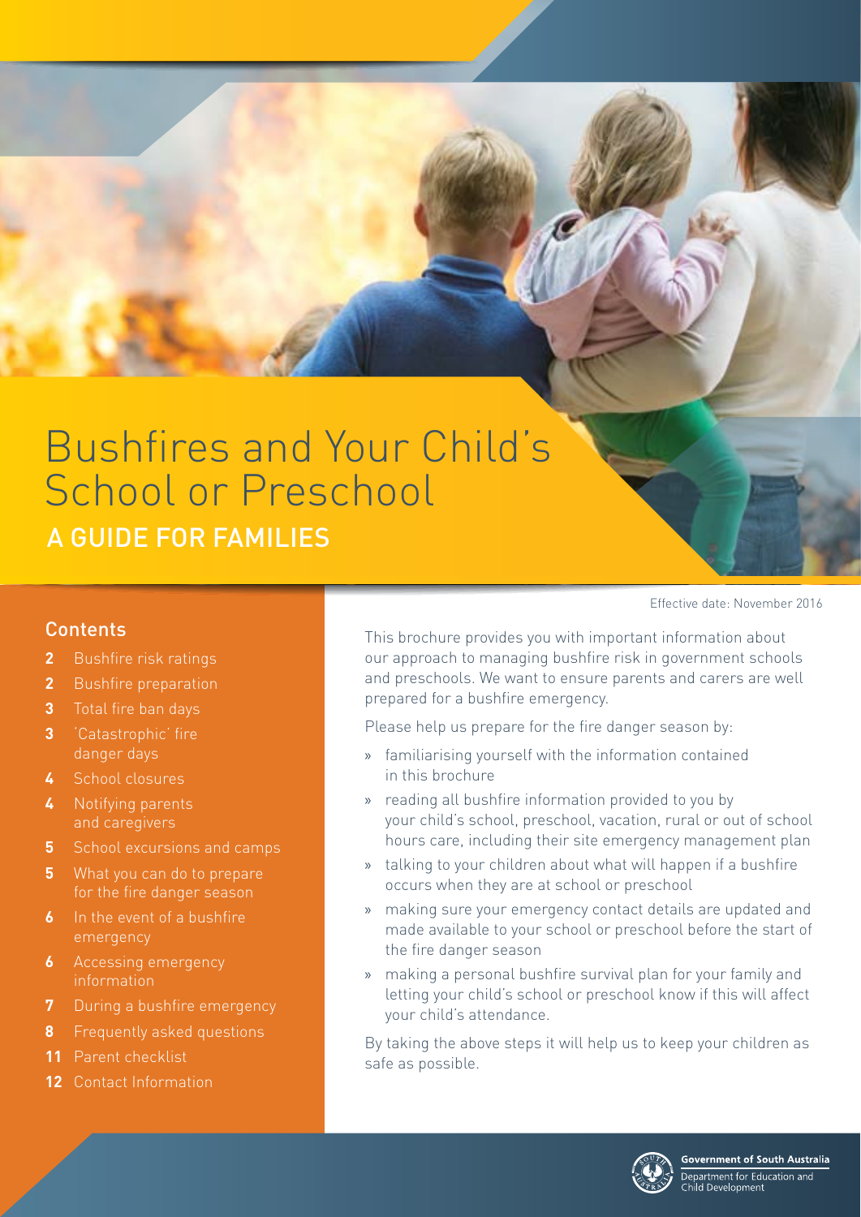# Bushfires and Your Child's School or Preschool

## A GUIDE FOR FAMILIES

### Contents

- **2** Bushfire risk ratings
- **2** Bushfire preparation
- **3** Total fire ban days
- **3** 'Catastrophic' fire danger days
- **4** School closures
- **4** Notifying parents and caregivers
- **5** School excursions and camps
- **5** What you can do to prepare for the fire danger season
- **6** In the event of a bushfire emergency
- **6** Accessing emergency information
- **7** During a bushfire emergency
- **8** Frequently asked questions
- **11** Parent checklist
- **12** Contact Information

Effective date: November 2016

This brochure provides you with important information about our approach to managing bushfire risk in government schools and preschools. We want to ensure parents and carers are well prepared for a bushfire emergency.

Please help us prepare for the fire danger season by:

- familiarising yourself with the information contained in this brochure
- reading all bushfire information provided to you by your child's school, preschool, vacation, rural or out of school hours care, including their site emergency management plan
- talking to your children about what will happen if a bushfire occurs when they are at school or preschool
- making sure your emergency contact details are updated and made available to your school or preschool before the start of the fire danger season
- making a personal bushfire survival plan for your family and letting your child's school or preschool know if this will affect your child's attendance.

By taking the above steps it will help us to keep your children as safe as possible.

Government of South Australia
Department for Education and Child Development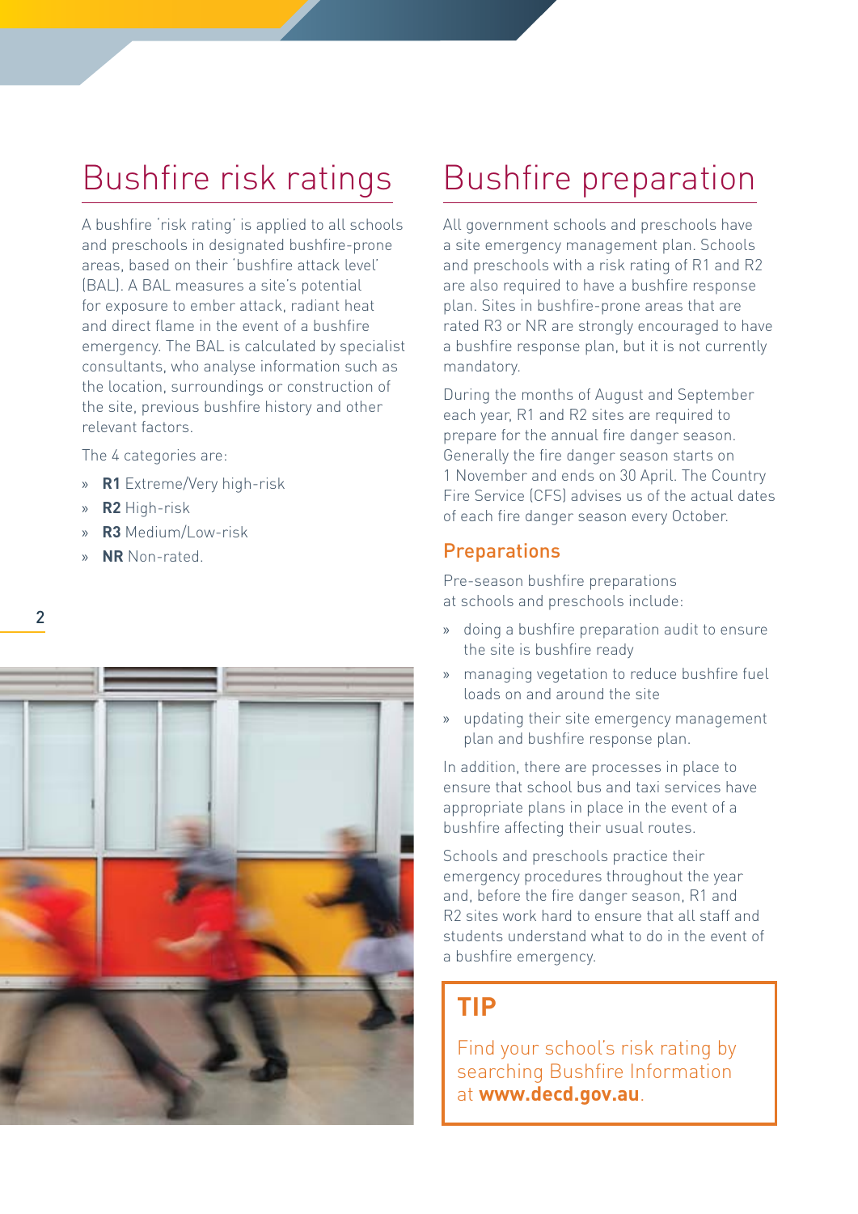## Bushfire risk ratings

A bushfire 'risk rating' is applied to all schools and preschools in designated bushfire-prone areas, based on their 'bushfire attack level' (BAL). A BAL measures a site's potential for exposure to ember attack, radiant heat and direct flame in the event of a bushfire emergency. The BAL is calculated by specialist consultants, who analyse information such as the location, surroundings or construction of the site, previous bushfire history and other relevant factors.

The 4 categories are:

- **R1** Extreme/Very high-risk
- **R2** High-risk
- **R3** Medium/Low-risk
- **NR** Non-rated.

## Bushfire preparation

All government schools and preschools have a site emergency management plan. Schools and preschools with a risk rating of R1 and R2 are also required to have a bushfire response plan. Sites in bushfire-prone areas that are rated R3 or NR are strongly encouraged to have a bushfire response plan, but it is not currently mandatory.

During the months of August and September each year, R1 and R2 sites are required to prepare for the annual fire danger season. Generally the fire danger season starts on 1 November and ends on 30 April. The Country Fire Service (CFS) advises us of the actual dates of each fire danger season every October.

### Preparations

Pre-season bushfire preparations at schools and preschools include:

- doing a bushfire preparation audit to ensure the site is bushfire ready
- managing vegetation to reduce bushfire fuel loads on and around the site
- updating their site emergency management plan and bushfire response plan.

In addition, there are processes in place to ensure that school bus and taxi services have appropriate plans in place in the event of a bushfire affecting their usual routes.

Schools and preschools practice their emergency procedures throughout the year and, before the fire danger season, R1 and R2 sites work hard to ensure that all staff and students understand what to do in the event of a bushfire emergency.

**TIP**

Find your school's risk rating by searching Bushfire Information at **www.decd.gov.au**.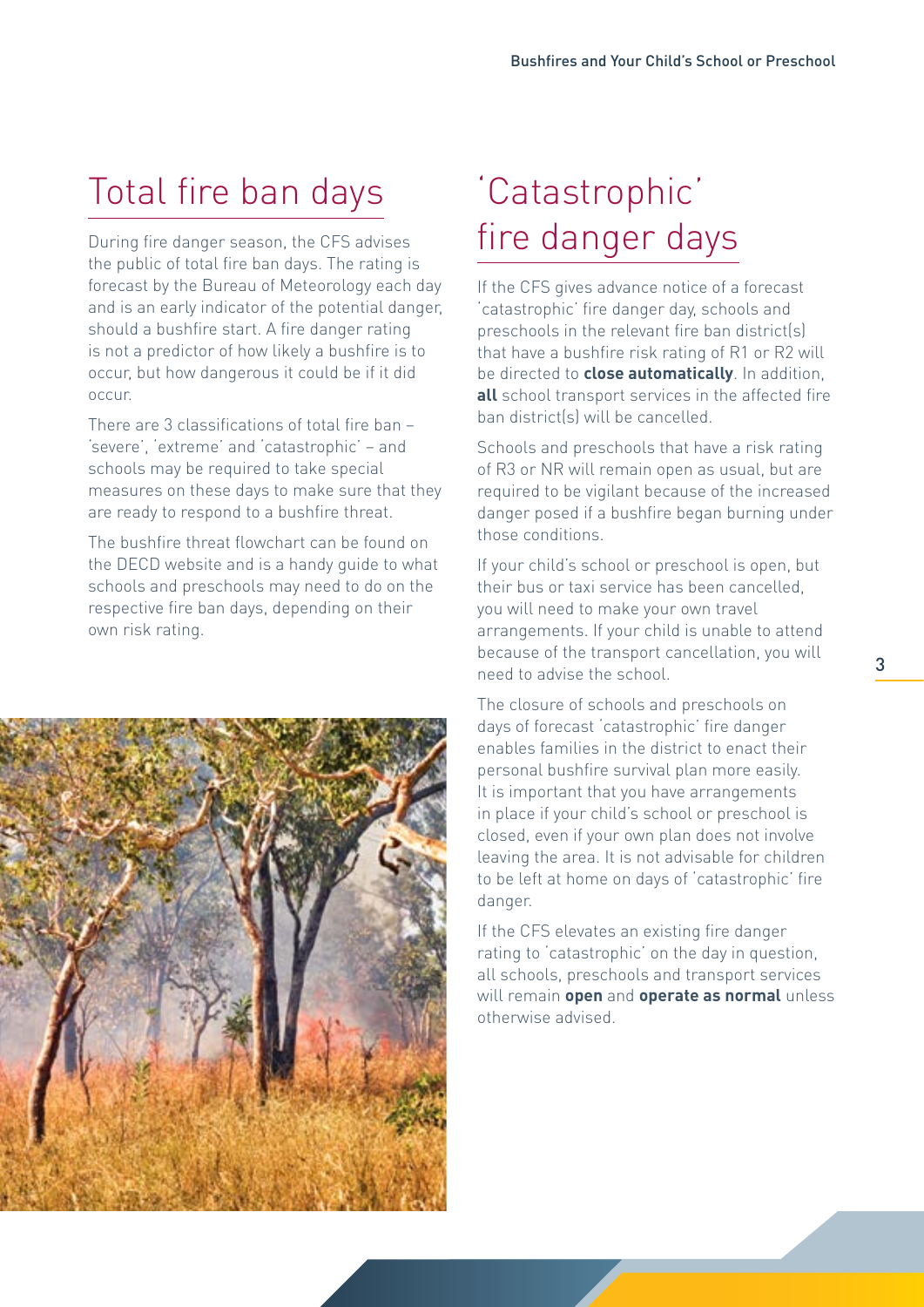## Total fire ban days

During fire danger season, the CFS advises the public of total fire ban days. The rating is forecast by the Bureau of Meteorology each day and is an early indicator of the potential danger, should a bushfire start. A fire danger rating is not a predictor of how likely a bushfire is to occur, but how dangerous it could be if it did occur.

There are 3 classifications of total fire ban – 'severe', 'extreme' and 'catastrophic' – and schools may be required to take special measures on these days to make sure that they are ready to respond to a bushfire threat.

The bushfire threat flowchart can be found on the DECD website and is a handy guide to what schools and preschools may need to do on the respective fire ban days, depending on their own risk rating.

## 'Catastrophic' fire danger days

If the CFS gives advance notice of a forecast 'catastrophic' fire danger day, schools and preschools in the relevant fire ban district(s) that have a bushfire risk rating of R1 or R2 will be directed to **close automatically**. In addition, **all** school transport services in the affected fire ban district(s) will be cancelled.

Schools and preschools that have a risk rating of R3 or NR will remain open as usual, but are required to be vigilant because of the increased danger posed if a bushfire began burning under those conditions.

If your child's school or preschool is open, but their bus or taxi service has been cancelled, you will need to make your own travel arrangements. If your child is unable to attend because of the transport cancellation, you will need to advise the school.

The closure of schools and preschools on days of forecast 'catastrophic' fire danger enables families in the district to enact their personal bushfire survival plan more easily. It is important that you have arrangements in place if your child's school or preschool is closed, even if your own plan does not involve leaving the area. It is not advisable for children to be left at home on days of 'catastrophic' fire danger.

If the CFS elevates an existing fire danger rating to 'catastrophic' on the day in question, all schools, preschools and transport services will remain **open** and **operate as normal** unless otherwise advised.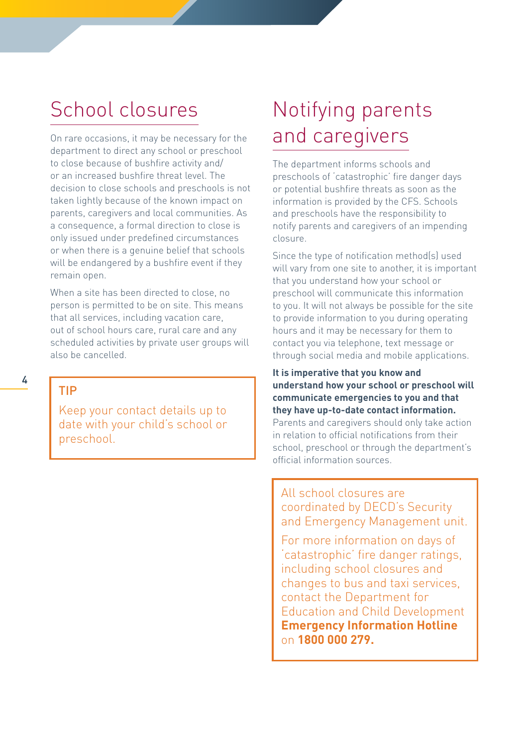## School closures

On rare occasions, it may be necessary for the department to direct any school or preschool to close because of bushfire activity and/ or an increased bushfire threat level. The decision to close schools and preschools is not taken lightly because of the known impact on parents, caregivers and local communities. As a consequence, a formal direction to close is only issued under predefined circumstances or when there is a genuine belief that schools will be endangered by a bushfire event if they remain open.

When a site has been directed to close, no person is permitted to be on site. This means that all services, including vacation care, out of school hours care, rural care and any scheduled activities by private user groups will also be cancelled.

> **TIP**
>
> Keep your contact details up to date with your child's school or preschool.

## Notifying parents and caregivers

The department informs schools and preschools of 'catastrophic' fire danger days or potential bushfire threats as soon as the information is provided by the CFS. Schools and preschools have the responsibility to notify parents and caregivers of an impending closure.

Since the type of notification method(s) used will vary from one site to another, it is important that you understand how your school or preschool will communicate this information to you. It will not always be possible for the site to provide information to you during operating hours and it may be necessary for them to contact you via telephone, text message or through social media and mobile applications.

**It is imperative that you know and understand how your school or preschool will communicate emergencies to you and that they have up-to-date contact information.** Parents and caregivers should only take action in relation to official notifications from their school, preschool or through the department's official information sources.

> All school closures are coordinated by DECD's Security and Emergency Management unit.
>
> For more information on days of 'catastrophic' fire danger ratings, including school closures and changes to bus and taxi services, contact the Department for Education and Child Development **Emergency Information Hotline** on **1800 000 279.**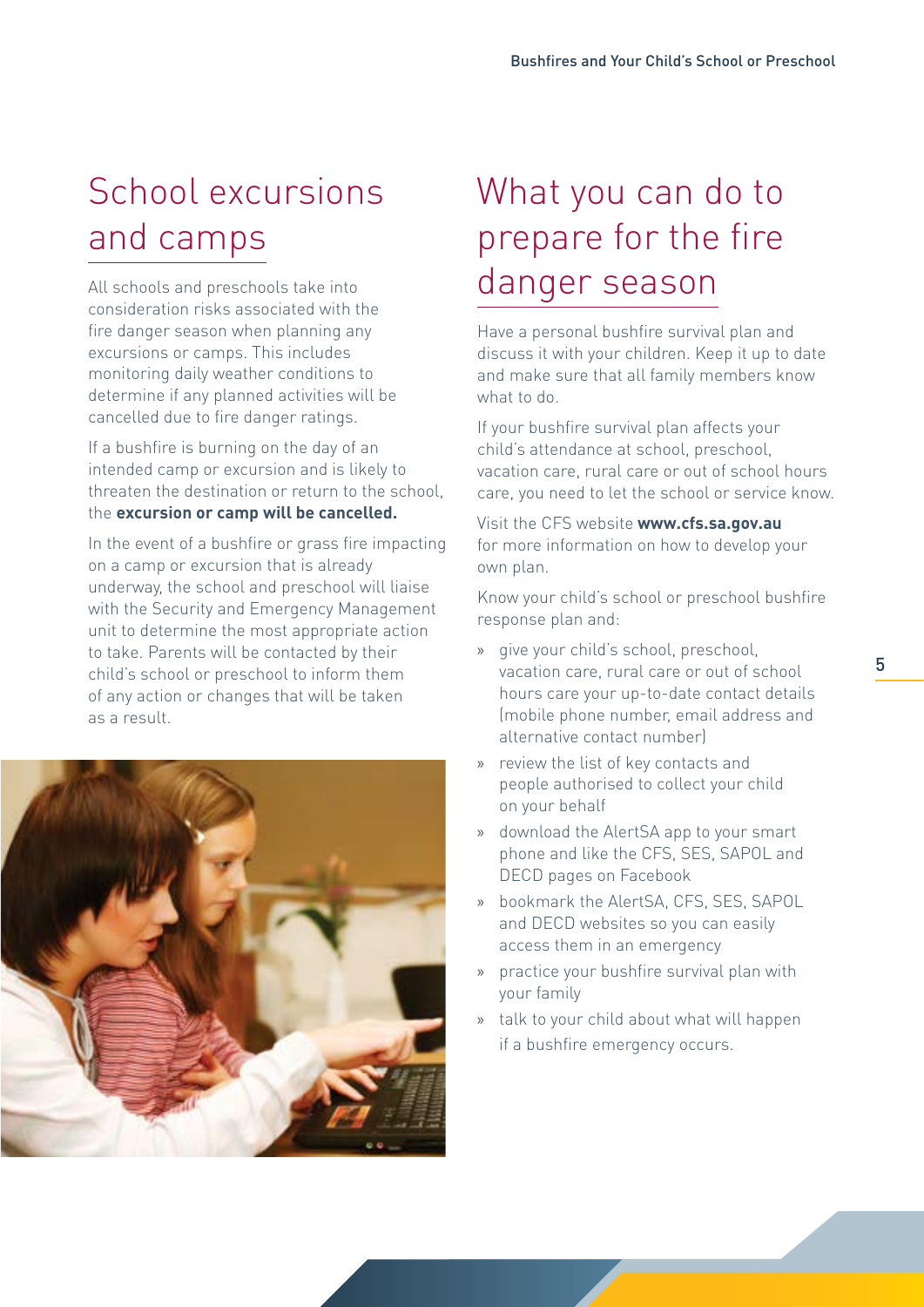## School excursions and camps

All schools and preschools take into consideration risks associated with the fire danger season when planning any excursions or camps. This includes monitoring daily weather conditions to determine if any planned activities will be cancelled due to fire danger ratings.

If a bushfire is burning on the day of an intended camp or excursion and is likely to threaten the destination or return to the school, the **excursion or camp will be cancelled.**

In the event of a bushfire or grass fire impacting on a camp or excursion that is already underway, the school and preschool will liaise with the Security and Emergency Management unit to determine the most appropriate action to take. Parents will be contacted by their child's school or preschool to inform them of any action or changes that will be taken as a result.

## What you can do to prepare for the fire danger season

Have a personal bushfire survival plan and discuss it with your children. Keep it up to date and make sure that all family members know what to do.

If your bushfire survival plan affects your child's attendance at school, preschool, vacation care, rural care or out of school hours care, you need to let the school or service know.

Visit the CFS website **www.cfs.sa.gov.au** for more information on how to develop your own plan.

Know your child's school or preschool bushfire response plan and:

- give your child's school, preschool, vacation care, rural care or out of school hours care your up-to-date contact details (mobile phone number, email address and alternative contact number)
- review the list of key contacts and people authorised to collect your child on your behalf
- download the AlertSA app to your smart phone and like the CFS, SES, SAPOL and DECD pages on Facebook
- bookmark the AlertSA, CFS, SES, SAPOL and DECD websites so you can easily access them in an emergency
- practice your bushfire survival plan with your family
- talk to your child about what will happen if a bushfire emergency occurs.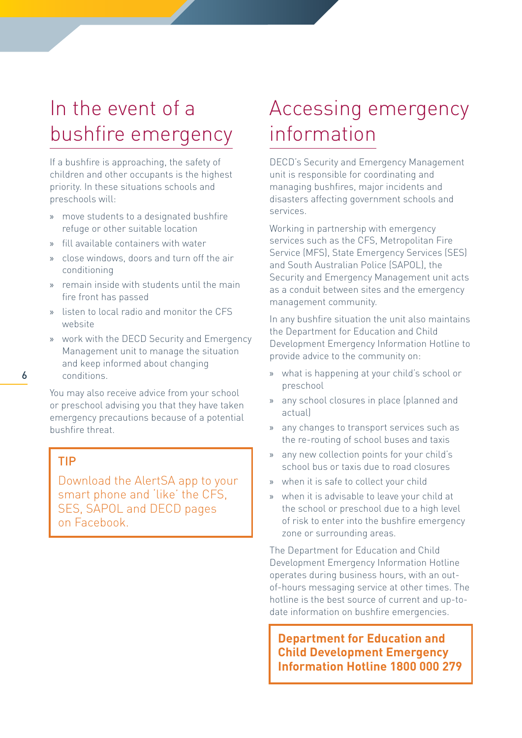## In the event of a bushfire emergency

If a bushfire is approaching, the safety of children and other occupants is the highest priority. In these situations schools and preschools will:

- move students to a designated bushfire refuge or other suitable location
- fill available containers with water
- close windows, doors and turn off the air conditioning
- remain inside with students until the main fire front has passed
- listen to local radio and monitor the CFS website
- work with the DECD Security and Emergency Management unit to manage the situation and keep informed about changing conditions.

You may also receive advice from your school or preschool advising you that they have taken emergency precautions because of a potential bushfire threat.

> **TIP**
>
> Download the AlertSA app to your smart phone and 'like' the CFS, SES, SAPOL and DECD pages on Facebook.

## Accessing emergency information

DECD's Security and Emergency Management unit is responsible for coordinating and managing bushfires, major incidents and disasters affecting government schools and services.

Working in partnership with emergency services such as the CFS, Metropolitan Fire Service (MFS), State Emergency Services (SES) and South Australian Police (SAPOL), the Security and Emergency Management unit acts as a conduit between sites and the emergency management community.

In any bushfire situation the unit also maintains the Department for Education and Child Development Emergency Information Hotline to provide advice to the community on:

- what is happening at your child's school or preschool
- any school closures in place (planned and actual)
- any changes to transport services such as the re-routing of school buses and taxis
- any new collection points for your child's school bus or taxis due to road closures
- when it is safe to collect your child
- when it is advisable to leave your child at the school or preschool due to a high level of risk to enter into the bushfire emergency zone or surrounding areas.

The Department for Education and Child Development Emergency Information Hotline operates during business hours, with an out-of-hours messaging service at other times. The hotline is the best source of current and up-to-date information on bushfire emergencies.

> **Department for Education and Child Development Emergency Information Hotline 1800 000 279**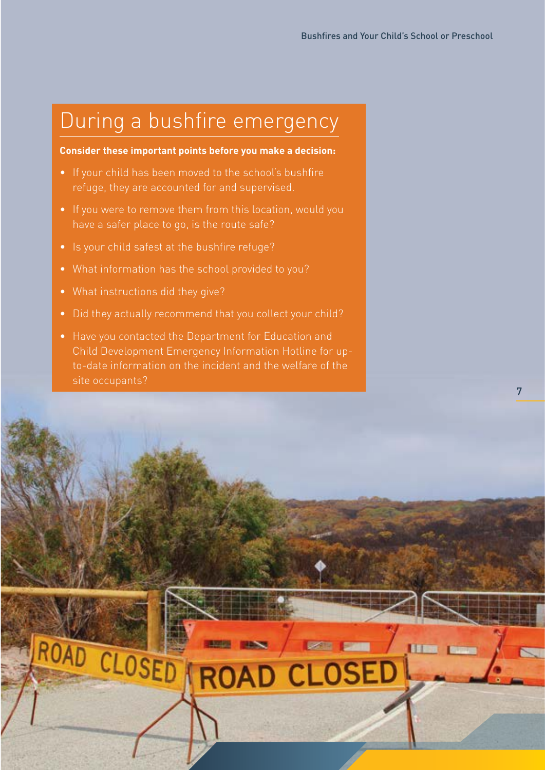# During a bushfire emergency

**Consider these important points before you make a decision:**

- If your child has been moved to the school's bushfire refuge, they are accounted for and supervised.
- If you were to remove them from this location, would you have a safer place to go, is the route safe?
- Is your child safest at the bushfire refuge?
- What information has the school provided to you?
- What instructions did they give?
- Did they actually recommend that you collect your child?
- Have you contacted the Department for Education and Child Development Emergency Information Hotline for up-to-date information on the incident and the welfare of the site occupants?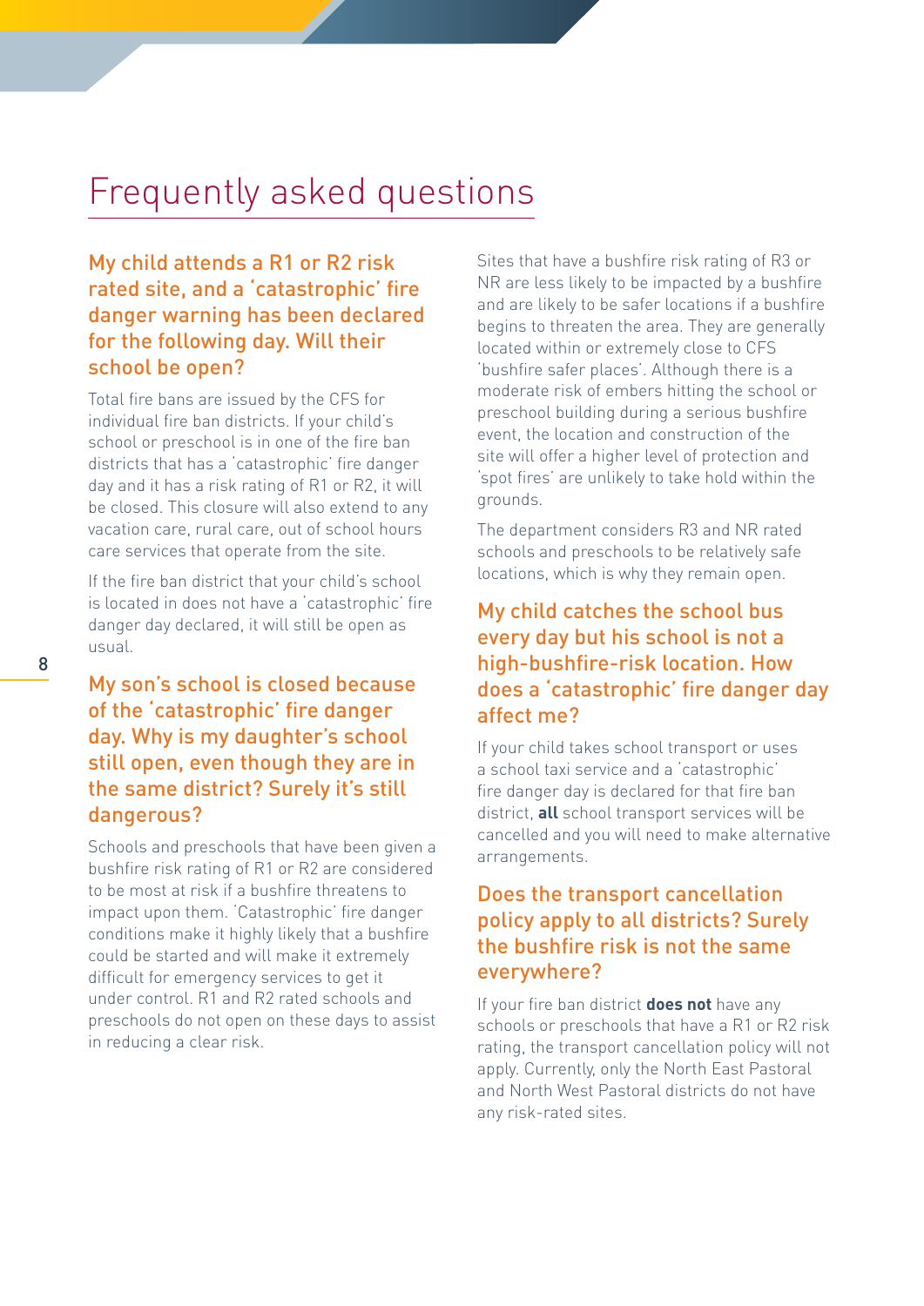# Frequently asked questions

## My child attends a R1 or R2 risk rated site, and a 'catastrophic' fire danger warning has been declared for the following day. Will their school be open?

Total fire bans are issued by the CFS for individual fire ban districts. If your child's school or preschool is in one of the fire ban districts that has a 'catastrophic' fire danger day and it has a risk rating of R1 or R2, it will be closed. This closure will also extend to any vacation care, rural care, out of school hours care services that operate from the site.

If the fire ban district that your child's school is located in does not have a 'catastrophic' fire danger day declared, it will still be open as usual.

## My son's school is closed because of the 'catastrophic' fire danger day. Why is my daughter's school still open, even though they are in the same district? Surely it's still dangerous?

Schools and preschools that have been given a bushfire risk rating of R1 or R2 are considered to be most at risk if a bushfire threatens to impact upon them. 'Catastrophic' fire danger conditions make it highly likely that a bushfire could be started and will make it extremely difficult for emergency services to get it under control. R1 and R2 rated schools and preschools do not open on these days to assist in reducing a clear risk.

Sites that have a bushfire risk rating of R3 or NR are less likely to be impacted by a bushfire and are likely to be safer locations if a bushfire begins to threaten the area. They are generally located within or extremely close to CFS 'bushfire safer places'. Although there is a moderate risk of embers hitting the school or preschool building during a serious bushfire event, the location and construction of the site will offer a higher level of protection and 'spot fires' are unlikely to take hold within the grounds.

The department considers R3 and NR rated schools and preschools to be relatively safe locations, which is why they remain open.

## My child catches the school bus every day but his school is not a high-bushfire-risk location. How does a 'catastrophic' fire danger day affect me?

If your child takes school transport or uses a school taxi service and a 'catastrophic' fire danger day is declared for that fire ban district, **all** school transport services will be cancelled and you will need to make alternative arrangements.

## Does the transport cancellation policy apply to all districts? Surely the bushfire risk is not the same everywhere?

If your fire ban district **does not** have any schools or preschools that have a R1 or R2 risk rating, the transport cancellation policy will not apply. Currently, only the North East Pastoral and North West Pastoral districts do not have any risk-rated sites.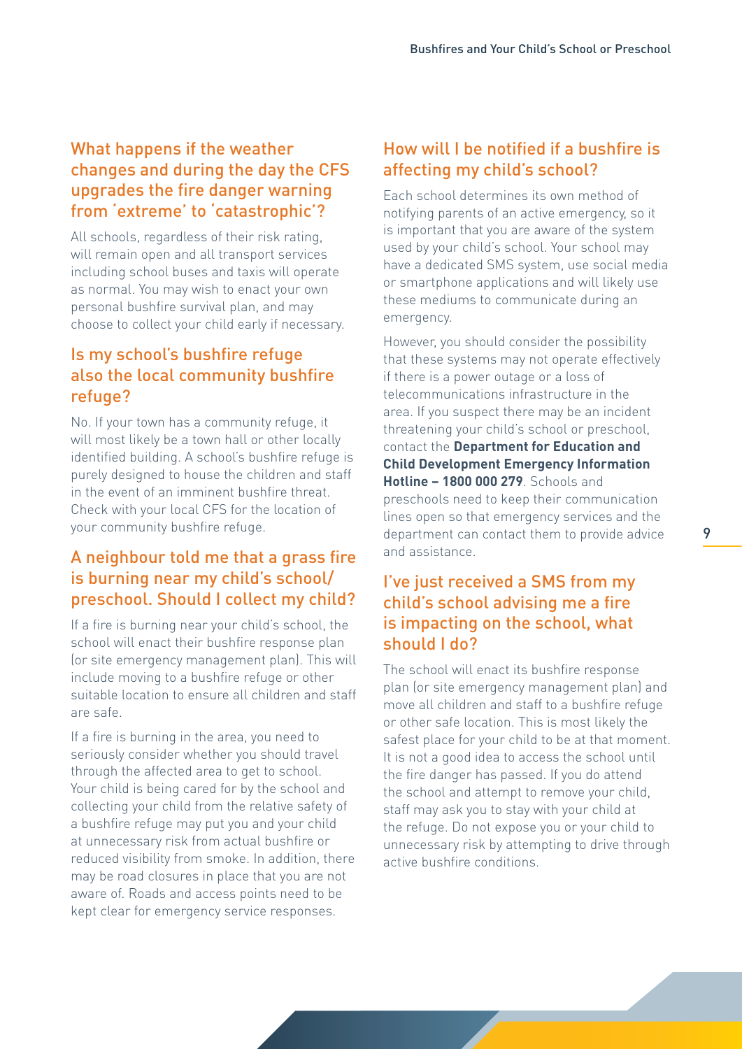## What happens if the weather changes and during the day the CFS upgrades the fire danger warning from 'extreme' to 'catastrophic'?

All schools, regardless of their risk rating, will remain open and all transport services including school buses and taxis will operate as normal. You may wish to enact your own personal bushfire survival plan, and may choose to collect your child early if necessary.

## Is my school's bushfire refuge also the local community bushfire refuge?

No. If your town has a community refuge, it will most likely be a town hall or other locally identified building. A school's bushfire refuge is purely designed to house the children and staff in the event of an imminent bushfire threat. Check with your local CFS for the location of your community bushfire refuge.

## A neighbour told me that a grass fire is burning near my child's school/preschool. Should I collect my child?

If a fire is burning near your child's school, the school will enact their bushfire response plan (or site emergency management plan). This will include moving to a bushfire refuge or other suitable location to ensure all children and staff are safe.

If a fire is burning in the area, you need to seriously consider whether you should travel through the affected area to get to school. Your child is being cared for by the school and collecting your child from the relative safety of a bushfire refuge may put you and your child at unnecessary risk from actual bushfire or reduced visibility from smoke. In addition, there may be road closures in place that you are not aware of. Roads and access points need to be kept clear for emergency service responses.

## How will I be notified if a bushfire is affecting my child's school?

Each school determines its own method of notifying parents of an active emergency, so it is important that you are aware of the system used by your child's school. Your school may have a dedicated SMS system, use social media or smartphone applications and will likely use these mediums to communicate during an emergency.

However, you should consider the possibility that these systems may not operate effectively if there is a power outage or a loss of telecommunications infrastructure in the area. If you suspect there may be an incident threatening your child's school or preschool, contact the **Department for Education and Child Development Emergency Information Hotline – 1800 000 279**. Schools and preschools need to keep their communication lines open so that emergency services and the department can contact them to provide advice and assistance.

## I've just received a SMS from my child's school advising me a fire is impacting on the school, what should I do?

The school will enact its bushfire response plan (or site emergency management plan) and move all children and staff to a bushfire refuge or other safe location. This is most likely the safest place for your child to be at that moment. It is not a good idea to access the school until the fire danger has passed. If you do attend the school and attempt to remove your child, staff may ask you to stay with your child at the refuge. Do not expose you or your child to unnecessary risk by attempting to drive through active bushfire conditions.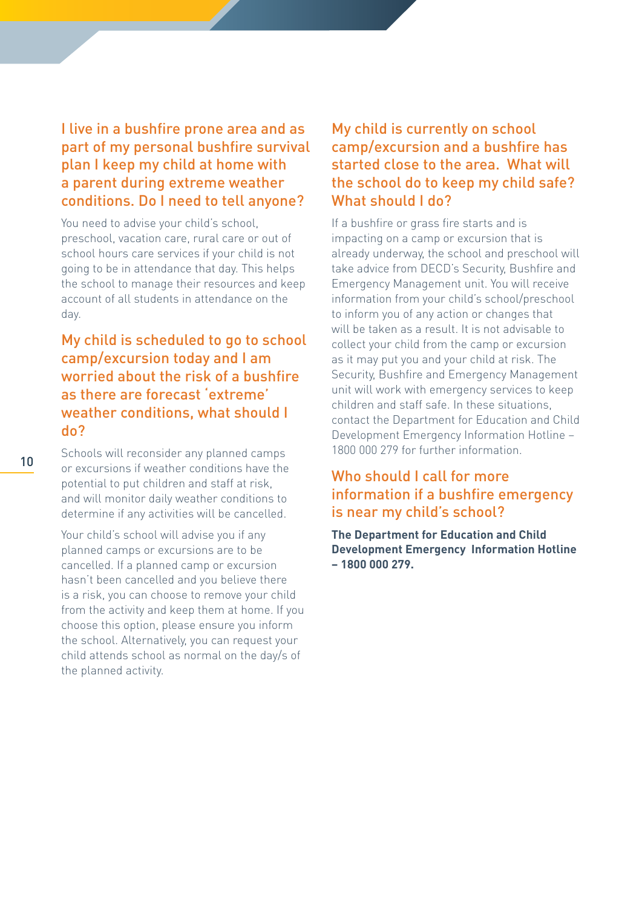## I live in a bushfire prone area and as part of my personal bushfire survival plan I keep my child at home with a parent during extreme weather conditions. Do I need to tell anyone?

You need to advise your child's school, preschool, vacation care, rural care or out of school hours care services if your child is not going to be in attendance that day. This helps the school to manage their resources and keep account of all students in attendance on the day.

## My child is scheduled to go to school camp/excursion today and I am worried about the risk of a bushfire as there are forecast 'extreme' weather conditions, what should I do?

Schools will reconsider any planned camps or excursions if weather conditions have the potential to put children and staff at risk, and will monitor daily weather conditions to determine if any activities will be cancelled.

Your child's school will advise you if any planned camps or excursions are to be cancelled. If a planned camp or excursion hasn't been cancelled and you believe there is a risk, you can choose to remove your child from the activity and keep them at home. If you choose this option, please ensure you inform the school. Alternatively, you can request your child attends school as normal on the day/s of the planned activity.

## My child is currently on school camp/excursion and a bushfire has started close to the area. What will the school do to keep my child safe? What should I do?

If a bushfire or grass fire starts and is impacting on a camp or excursion that is already underway, the school and preschool will take advice from DECD's Security, Bushfire and Emergency Management unit. You will receive information from your child's school/preschool to inform you of any action or changes that will be taken as a result. It is not advisable to collect your child from the camp or excursion as it may put you and your child at risk. The Security, Bushfire and Emergency Management unit will work with emergency services to keep children and staff safe. In these situations, contact the Department for Education and Child Development Emergency Information Hotline – 1800 000 279 for further information.

## Who should I call for more information if a bushfire emergency is near my child's school?

**The Department for Education and Child Development Emergency Information Hotline – 1800 000 279.**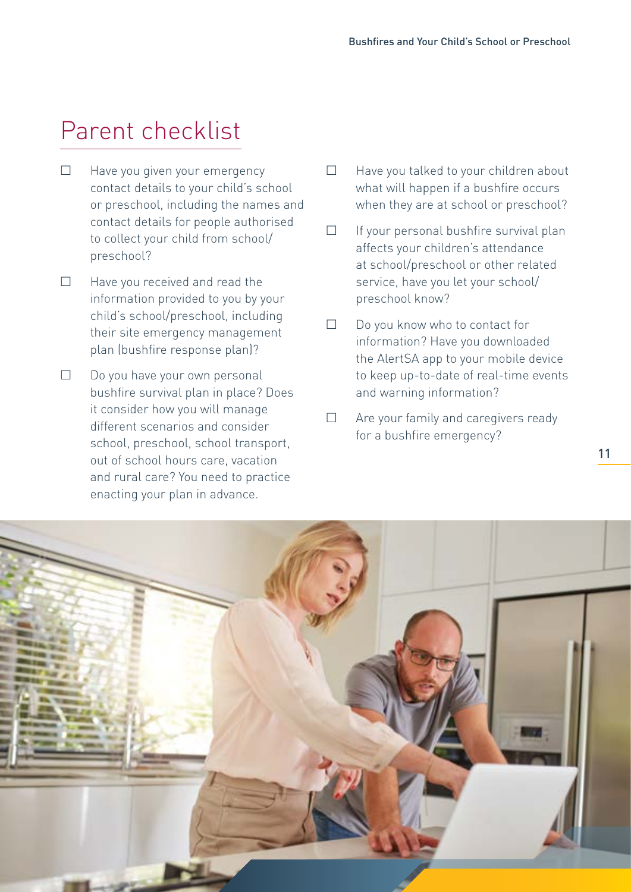## Parent checklist

- ☐ Have you given your emergency contact details to your child's school or preschool, including the names and contact details for people authorised to collect your child from school/preschool?
- ☐ Have you received and read the information provided to you by your child's school/preschool, including their site emergency management plan (bushfire response plan)?
- ☐ Do you have your own personal bushfire survival plan in place? Does it consider how you will manage different scenarios and consider school, preschool, school transport, out of school hours care, vacation and rural care? You need to practice enacting your plan in advance.
- ☐ Have you talked to your children about what will happen if a bushfire occurs when they are at school or preschool?
- ☐ If your personal bushfire survival plan affects your children's attendance at school/preschool or other related service, have you let your school/preschool know?
- ☐ Do you know who to contact for information? Have you downloaded the AlertSA app to your mobile device to keep up-to-date of real-time events and warning information?
- ☐ Are your family and caregivers ready for a bushfire emergency?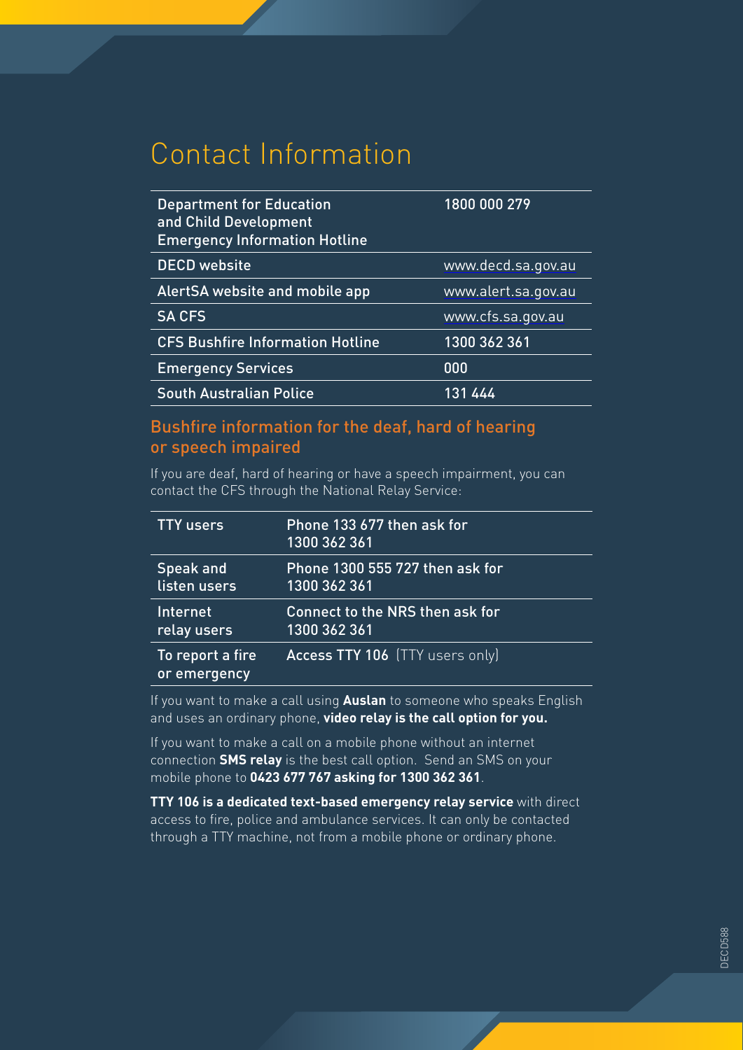# Contact Information

| | |
|---|---|
| Department for Education and Child Development Emergency Information Hotline | 1800 000 279 |
| DECD website | www.decd.sa.gov.au |
| AlertSA website and mobile app | www.alert.sa.gov.au |
| SA CFS | www.cfs.sa.gov.au |
| CFS Bushfire Information Hotline | 1300 362 361 |
| Emergency Services | 000 |
| South Australian Police | 131 444 |

## Bushfire information for the deaf, hard of hearing or speech impaired

If you are deaf, hard of hearing or have a speech impairment, you can contact the CFS through the National Relay Service:

| | |
|---|---|
| TTY users | Phone 133 677 then ask for 1300 362 361 |
| Speak and listen users | Phone 1300 555 727 then ask for 1300 362 361 |
| Internet relay users | Connect to the NRS then ask for 1300 362 361 |
| To report a fire or emergency | Access TTY 106 (TTY users only) |

If you want to make a call using **Auslan** to someone who speaks English and uses an ordinary phone, **video relay is the call option for you.**

If you want to make a call on a mobile phone without an internet connection **SMS relay** is the best call option. Send an SMS on your mobile phone to **0423 677 767 asking for 1300 362 361**.

**TTY 106 is a dedicated text-based emergency relay service** with direct access to fire, police and ambulance services. It can only be contacted through a TTY machine, not from a mobile phone or ordinary phone.

DECD588